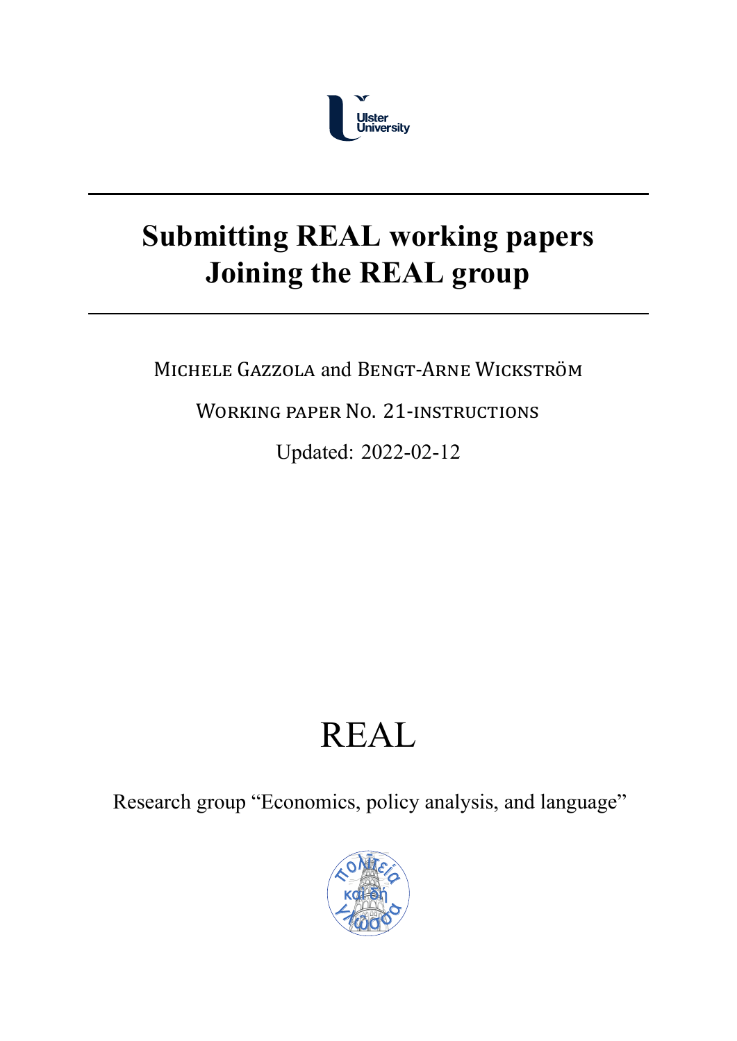# Submitting REAL working papers
# Joining the REAL group

Michele Gazzola and Bengt-Arne Wickström

Working paper No. 21-instructions

Updated: 2022-02-12

REAL

Research group "Economics, policy analysis, and language"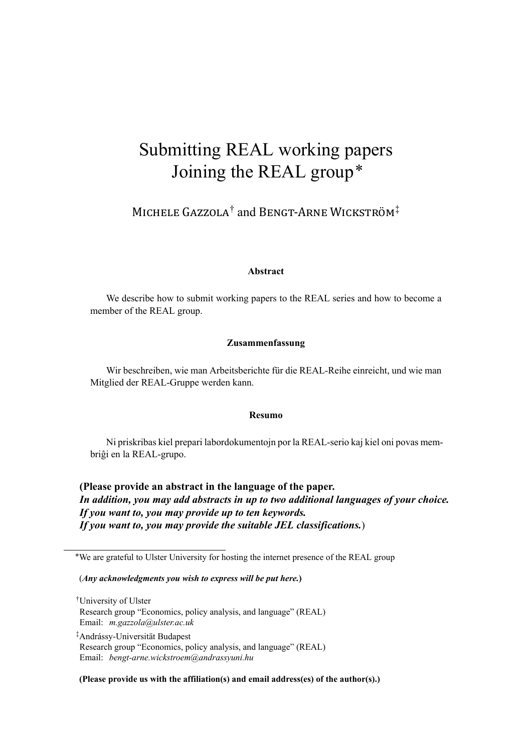# Submitting REAL working papers
# Joining the REAL group*

MICHELE GAZZOLA† and BENGT-ARNE WICKSTRÖM‡

**Abstract**

We describe how to submit working papers to the REAL series and how to become a member of the REAL group.

**Zusammenfassung**

Wir beschreiben, wie man Arbeitsberichte für die REAL-Reihe einreicht, und wie man Mitglied der REAL-Gruppe werden kann.

**Resumo**

Ni priskribas kiel prepari labordokumentojn por la REAL-serio kaj kiel oni povas membriĝi en la REAL-grupo.

**(Please provide an abstract in the language of the paper.**
***In addition, you may add abstracts in up to two additional languages of your choice.***
***If you want to, you may provide up to ten keywords.***
***If you want to, you may provide the suitable JEL classifications.*****)**

---

*We are grateful to Ulster University for hosting the internet presence of the REAL group

(***Any acknowledgments you wish to express will be put here.*****)**

†University of Ulster
Research group "Economics, policy analysis, and language" (REAL)
Email: *m.gazzola@ulster.ac.uk*

‡Andrássy-Universität Budapest
Research group "Economics, policy analysis, and language" (REAL)
Email: *bengt-arne.wickstroem@andrassyuni.hu*

**(Please provide us with the affiliation(s) and email address(es) of the author(s).)**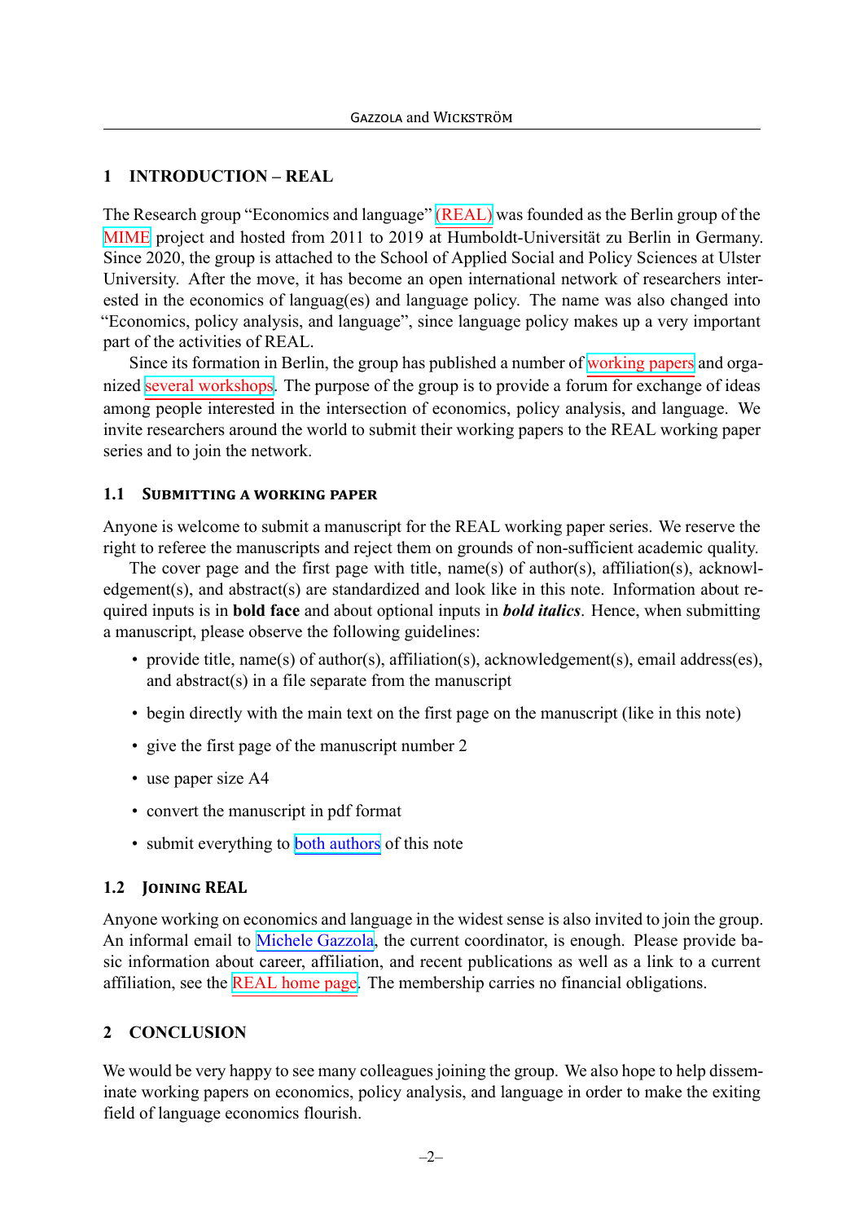## 1 INTRODUCTION – REAL

The Research group "Economics and language" (REAL) was founded as the Berlin group of the MIME project and hosted from 2011 to 2019 at Humboldt-Universität zu Berlin in Germany. Since 2020, the group is attached to the School of Applied Social and Policy Sciences at Ulster University. After the move, it has become an open international network of researchers interested in the economics of languag(es) and language policy. The name was also changed into "Economics, policy analysis, and language", since language policy makes up a very important part of the activities of REAL.

Since its formation in Berlin, the group has published a number of working papers and organized several workshops. The purpose of the group is to provide a forum for exchange of ideas among people interested in the intersection of economics, policy analysis, and language. We invite researchers around the world to submit their working papers to the REAL working paper series and to join the network.

### 1.1 Submitting a working paper

Anyone is welcome to submit a manuscript for the REAL working paper series. We reserve the right to referee the manuscripts and reject them on grounds of non-sufficient academic quality.

The cover page and the first page with title, name(s) of author(s), affiliation(s), acknowledgement(s), and abstract(s) are standardized and look like in this note. Information about required inputs is in **bold face** and about optional inputs in ***bold italics***. Hence, when submitting a manuscript, please observe the following guidelines:

- provide title, name(s) of author(s), affiliation(s), acknowledgement(s), email address(es), and abstract(s) in a file separate from the manuscript
- begin directly with the main text on the first page on the manuscript (like in this note)
- give the first page of the manuscript number 2
- use paper size A4
- convert the manuscript in pdf format
- submit everything to both authors of this note

### 1.2 Joining REAL

Anyone working on economics and language in the widest sense is also invited to join the group. An informal email to Michele Gazzola, the current coordinator, is enough. Please provide basic information about career, affiliation, and recent publications as well as a link to a current affiliation, see the REAL home page. The membership carries no financial obligations.

## 2 CONCLUSION

We would be very happy to see many colleagues joining the group. We also hope to help disseminate working papers on economics, policy analysis, and language in order to make the exiting field of language economics flourish.